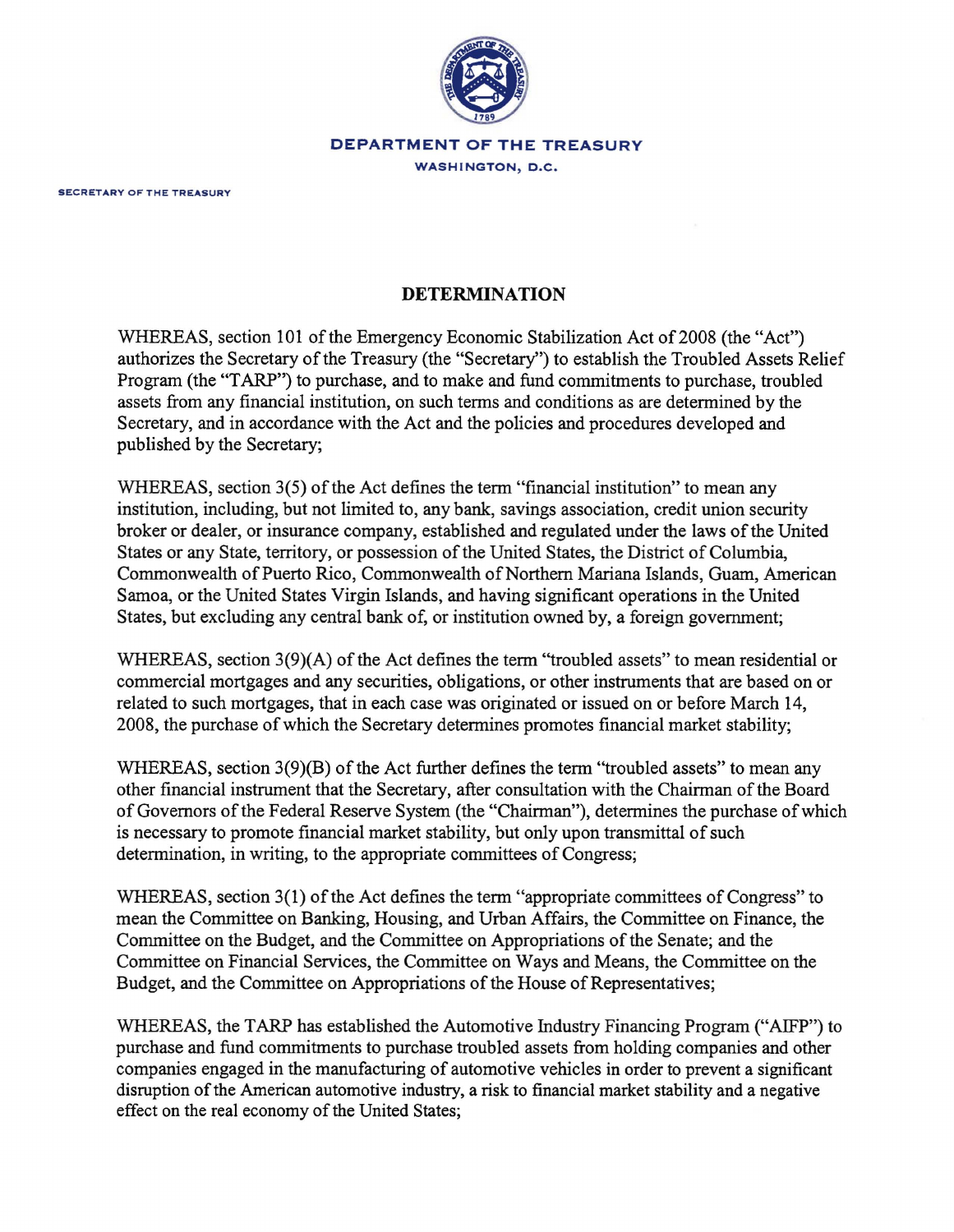DEPARTMENT OF THE TREASURY
WASHINGTON, D.C.

SECRETARY OF THE TREASURY

## DETERMINATION

WHEREAS, section 101 of the Emergency Economic Stabilization Act of 2008 (the "Act") authorizes the Secretary of the Treasury (the "Secretary") to establish the Troubled Assets Relief Program (the "TARP") to purchase, and to make and fund commitments to purchase, troubled assets from any financial institution, on such terms and conditions as are determined by the Secretary, and in accordance with the Act and the policies and procedures developed and published by the Secretary;

WHEREAS, section 3(5) of the Act defines the term "financial institution" to mean any institution, including, but not limited to, any bank, savings association, credit union security broker or dealer, or insurance company, established and regulated under the laws of the United States or any State, territory, or possession of the United States, the District of Columbia, Commonwealth of Puerto Rico, Commonwealth of Northern Mariana Islands, Guam, American Samoa, or the United States Virgin Islands, and having significant operations in the United States, but excluding any central bank of, or institution owned by, a foreign government;

WHEREAS, section 3(9)(A) of the Act defines the term "troubled assets" to mean residential or commercial mortgages and any securities, obligations, or other instruments that are based on or related to such mortgages, that in each case was originated or issued on or before March 14, 2008, the purchase of which the Secretary determines promotes financial market stability;

WHEREAS, section 3(9)(B) of the Act further defines the term "troubled assets" to mean any other financial instrument that the Secretary, after consultation with the Chairman of the Board of Governors of the Federal Reserve System (the "Chairman"), determines the purchase of which is necessary to promote financial market stability, but only upon transmittal of such determination, in writing, to the appropriate committees of Congress;

WHEREAS, section 3(1) of the Act defines the term "appropriate committees of Congress" to mean the Committee on Banking, Housing, and Urban Affairs, the Committee on Finance, the Committee on the Budget, and the Committee on Appropriations of the Senate; and the Committee on Financial Services, the Committee on Ways and Means, the Committee on the Budget, and the Committee on Appropriations of the House of Representatives;

WHEREAS, the TARP has established the Automotive Industry Financing Program ("AIFP") to purchase and fund commitments to purchase troubled assets from holding companies and other companies engaged in the manufacturing of automotive vehicles in order to prevent a significant disruption of the American automotive industry, a risk to financial market stability and a negative effect on the real economy of the United States;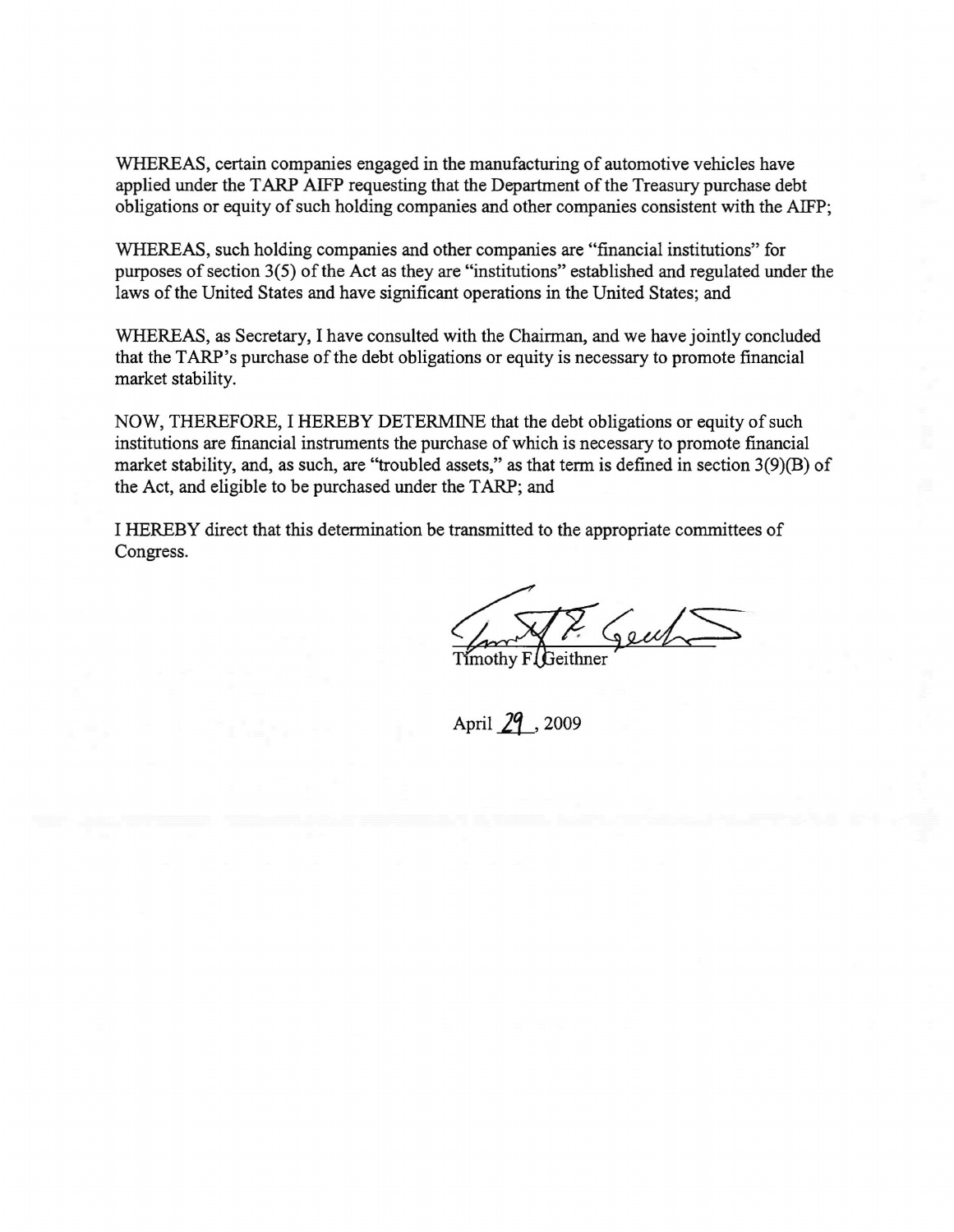WHEREAS, certain companies engaged in the manufacturing of automotive vehicles have applied under the TARP AIFP requesting that the Department of the Treasury purchase debt obligations or equity of such holding companies and other companies consistent with the AIFP;

WHEREAS, such holding companies and other companies are "financial institutions" for purposes of section 3(5) of the Act as they are "institutions" established and regulated under the laws of the United States and have significant operations in the United States; and

WHEREAS, as Secretary, I have consulted with the Chairman, and we have jointly concluded that the TARP's purchase of the debt obligations or equity is necessary to promote financial market stability.

NOW, THEREFORE, I HEREBY DETERMINE that the debt obligations or equity of such institutions are financial instruments the purchase of which is necessary to promote financial market stability, and, as such, are "troubled assets," as that term is defined in section 3(9)(B) of the Act, and eligible to be purchased under the TARP; and

I HEREBY direct that this determination be transmitted to the appropriate committees of Congress.

Timothy F. Geithner

April 29, 2009